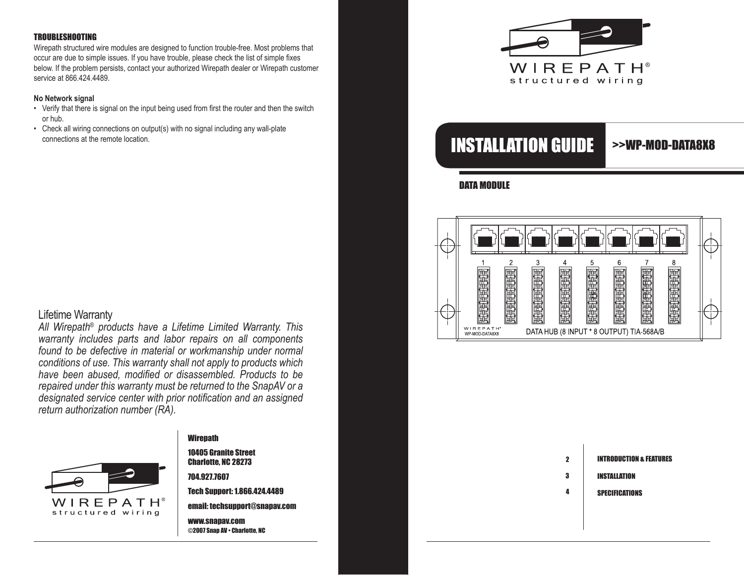## TROUBLESHOOTING

Wirepath structured wire modules are designed to function trouble-free. Most problems that occur are due to simple issues. If you have trouble, please check the list of simple fixes below. If the problem persists, contact your authorized Wirepath dealer or Wirepath customer service at 866.424.4489.

**No Network signal**

- Verify that there is signal on the input being used from first the router and then the switch or hub.
- Check all wiring connections on output(s) with no signal including any wall-plate connections at the remote location.

### Lifetime Warranty

*All Wirepath® products have a Lifetime Limited Warranty. This warranty includes parts and labor repairs on all components found to be defective in material or workmanship under normal conditions of use. This warranty shall not apply to products which have been abused, modified or disassembled. Products to be repaired under this warranty must be returned to the SnapAV or a designated service center with prior notification and an assigned return authorization number (RA).*

WIREPATH® structured wiring

**Wirepath**

**10405 Granite Street**
**Charlotte, NC 28273**

**704.927.7607**

**Tech Support: 1.866.424.4489**

**email: techsupport@snapav.com**

**www.snapav.com**
©2007 Snap AV • Charlotte, NC

WIREPATH® structured wiring

# INSTALLATION GUIDE >>WP-MOD-DATA8X8

## DATA MODULE

1 2 3 4 5 6 7 8

WIREPATH® WP-MOD-DATA8X8 DATA HUB (8 INPUT * 8 OUTPUT) TIA-568A/B

| | |
|---|---|
| 2 | INTRODUCTION & FEATURES |
| 3 | INSTALLATION |
| 4 | SPECIFICATIONS |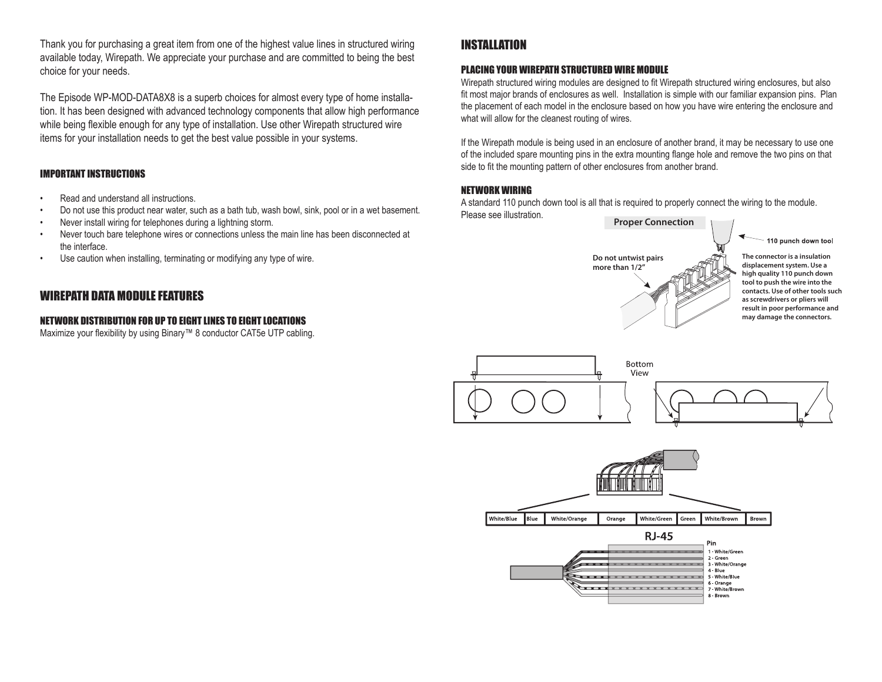Thank you for purchasing a great item from one of the highest value lines in structured wiring available today, Wirepath. We appreciate your purchase and are committed to being the best choice for your needs.

The Episode WP-MOD-DATA8X8 is a superb choices for almost every type of home installation. It has been designed with advanced technology components that allow high performance while being flexible enough for any type of installation. Use other Wirepath structured wire items for your installation needs to get the best value possible in your systems.

### IMPORTANT INSTRUCTIONS

- Read and understand all instructions.
- Do not use this product near water, such as a bath tub, wash bowl, sink, pool or in a wet basement.
- Never install wiring for telephones during a lightning storm.
- Never touch bare telephone wires or connections unless the main line has been disconnected at the interface.
- Use caution when installing, terminating or modifying any type of wire.

## WIREPATH DATA MODULE FEATURES

### NETWORK DISTRIBUTION FOR UP TO EIGHT LINES TO EIGHT LOCATIONS

Maximize your flexibility by using Binary™ 8 conductor CAT5e UTP cabling.

## INSTALLATION

### PLACING YOUR WIREPATH STRUCTURED WIRE MODULE

Wirepath structured wiring modules are designed to fit Wirepath structured wiring enclosures, but also fit most major brands of enclosures as well. Installation is simple with our familiar expansion pins. Plan the placement of each model in the enclosure based on how you have wire entering the enclosure and what will allow for the cleanest routing of wires.

If the Wirepath module is being used in an enclosure of another brand, it may be necessary to use one of the included spare mounting pins in the extra mounting flange hole and remove the two pins on that side to fit the mounting pattern of other enclosures from another brand.

### NETWORK WIRING

A standard 110 punch down tool is all that is required to properly connect the wiring to the module. Please see illustration.

Proper Connection

110 punch down tool

Do not untwist pairs more than 1/2"

The connector is a insulation displacement system. Use a high quality 110 punch down tool to push the wire into the contacts. Use of other tools such as screwdrivers or pliers will result in poor performance and may damage the connectors.

Bottom View

| White/Blue | Blue | White/Orange | Orange | White/Green | Green | White/Brown | Brown |
|---|---|---|---|---|---|---|---|

RJ-45

Pin

1 - White/Green
2 - Green
3 - White/Orange
4 - Blue
5 - White/Blue
6 - Orange
7 - White/Brown
8 - Brown